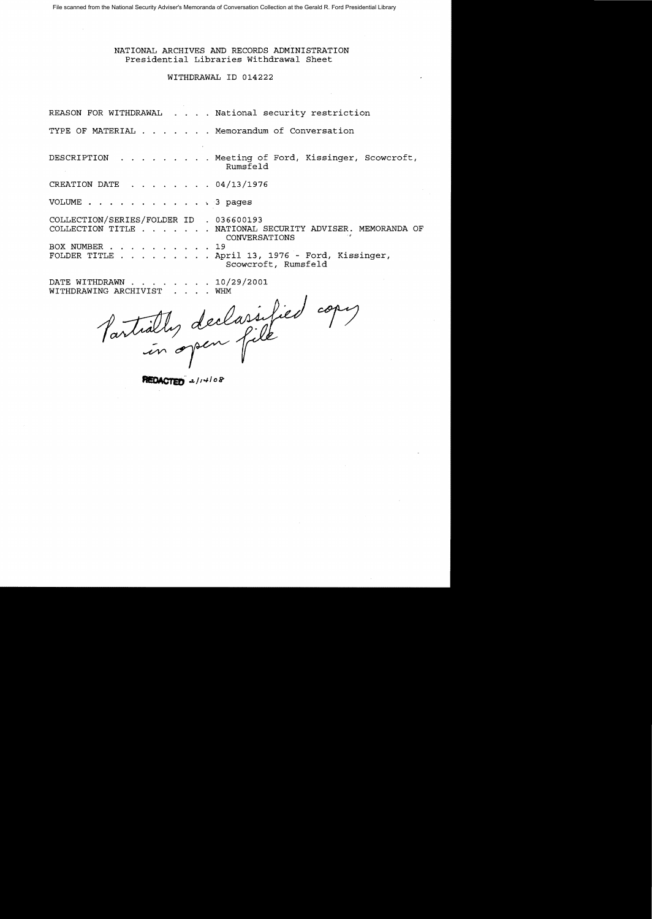File scanned from the National Security Adviser's Memoranda of Conversation Collection at the Gerald R. Ford Presidential Library

NATIONAL ARCHIVES AND RECORDS ADMINISTRATION
Presidential Libraries Withdrawal Sheet

WITHDRAWAL ID 014222

REASON FOR WITHDRAWAL . . . . National security restriction

TYPE OF MATERIAL . . . . . . . Memorandum of Conversation

DESCRIPTION . . . . . . . . . Meeting of Ford, Kissinger, Scowcroft, Rumsfeld

CREATION DATE . . . . . . . . 04/13/1976

VOLUME . . . . . . . . . . . . 3 pages

COLLECTION/SERIES/FOLDER ID . 036600193
COLLECTION TITLE . . . . . . . NATIONAL SECURITY ADVISER. MEMORANDA OF CONVERSATIONS
BOX NUMBER . . . . . . . . . . 19
FOLDER TITLE . . . . . . . . . April 13, 1976 - Ford, Kissinger, Scowcroft, Rumsfeld

DATE WITHDRAWN . . . . . . . . 10/29/2001
WITHDRAWING ARCHIVIST . . . . WHM

Partially declassified copy in open file

REDACTED 2/14/08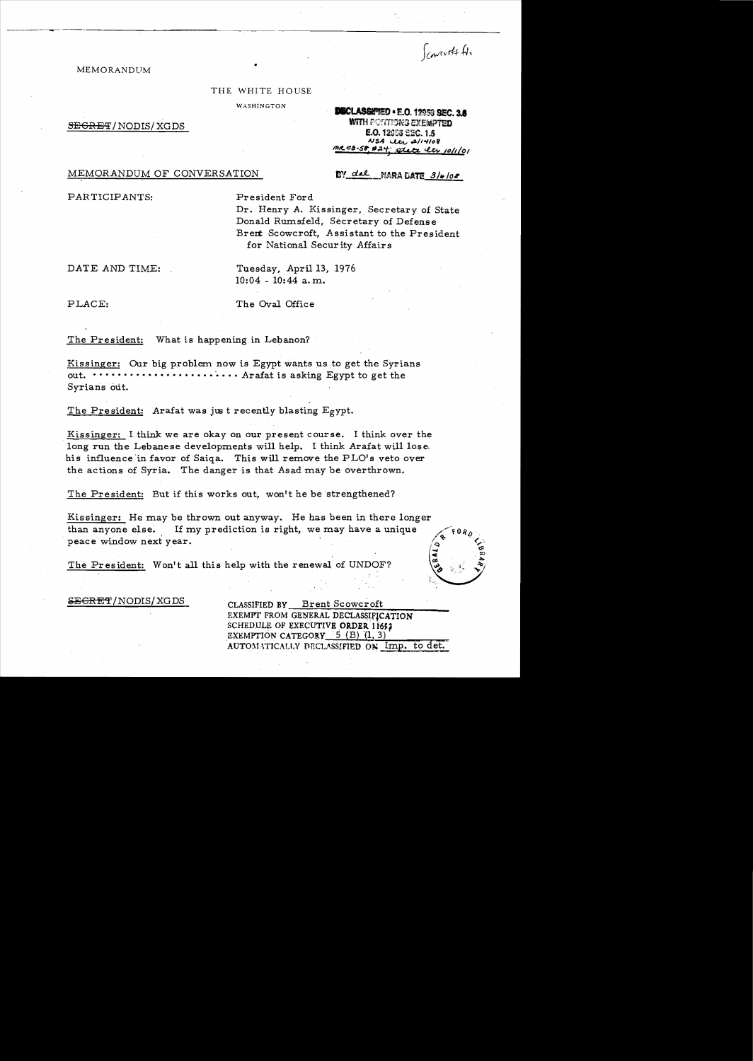Scowcroft H.

MEMORANDUM

THE WHITE HOUSE

WASHINGTON

SECRET/NODIS/XGDS

DECLASSIFIED • E.O. 12958 SEC. 3.6
WITH PORTIONS EXEMPTED
E.O. 12958 SEC. 1.5
NSA ltr 2/14/08
MR 08-58 #24; State ltr 10/1/01
BY dal NARA DATE 3/6/08

MEMORANDUM OF CONVERSATION

PARTICIPANTS:

President Ford
Dr. Henry A. Kissinger, Secretary of State
Donald Rumsfeld, Secretary of Defense
Brent Scowcroft, Assistant to the President for National Security Affairs

DATE AND TIME:

Tuesday, April 13, 1976
10:04 - 10:44 a.m.

PLACE:

The Oval Office

The President: What is happening in Lebanon?

Kissinger: Our big problem now is Egypt wants us to get the Syrians out. ······················· Arafat is asking Egypt to get the Syrians out.

The President: Arafat was just recently blasting Egypt.

Kissinger: I think we are okay on our present course. I think over the long run the Lebanese developments will help. I think Arafat will lose his influence in favor of Saiqa. This will remove the PLO's veto over the actions of Syria. The danger is that Asad may be overthrown.

The President: But if this works out, won't he be strengthened?

Kissinger: He may be thrown out anyway. He has been in there longer than anyone else. If my prediction is right, we may have a unique peace window next year.

The President: Won't all this help with the renewal of UNDOF?

SECRET/NODIS/XGDS

CLASSIFIED BY Brent Scowcroft
EXEMPT FROM GENERAL DECLASSIFICATION SCHEDULE OF EXECUTIVE ORDER 11652
EXEMPTION CATEGORY 5 (B) (1, 3)
AUTOMATICALLY DECLASSIFIED ON Imp. to det.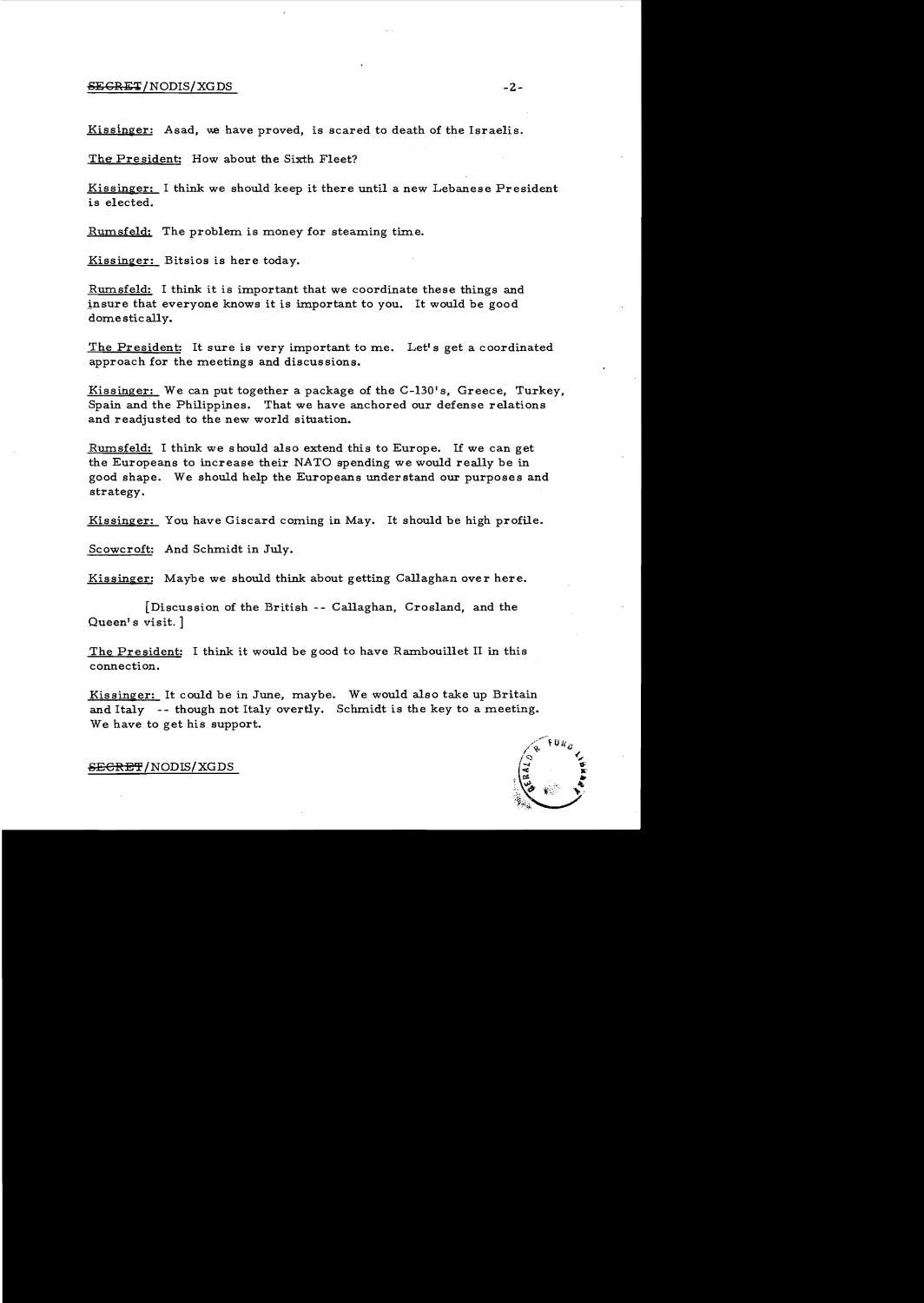Kissinger: Asad, we have proved, is scared to death of the Israelis.

The President: How about the Sixth Fleet?

Kissinger: I think we should keep it there until a new Lebanese President is elected.

Rumsfeld: The problem is money for steaming time.

Kissinger: Bitsios is here today.

Rumsfeld: I think it is important that we coordinate these things and insure that everyone knows it is important to you. It would be good domestically.

The President: It sure is very important to me. Let's get a coordinated approach for the meetings and discussions.

Kissinger: We can put together a package of the C-130's, Greece, Turkey, Spain and the Philippines. That we have anchored our defense relations and readjusted to the new world situation.

Rumsfeld: I think we should also extend this to Europe. If we can get the Europeans to increase their NATO spending we would really be in good shape. We should help the Europeans understand our purposes and strategy.

Kissinger: You have Giscard coming in May. It should be high profile.

Scowcroft: And Schmidt in July.

Kissinger: Maybe we should think about getting Callaghan over here.

[Discussion of the British -- Callaghan, Crosland, and the Queen's visit.]

The President: I think it would be good to have Rambouillet II in this connection.

Kissinger: It could be in June, maybe. We would also take up Britain and Italy -- though not Italy overtly. Schmidt is the key to a meeting. We have to get his support.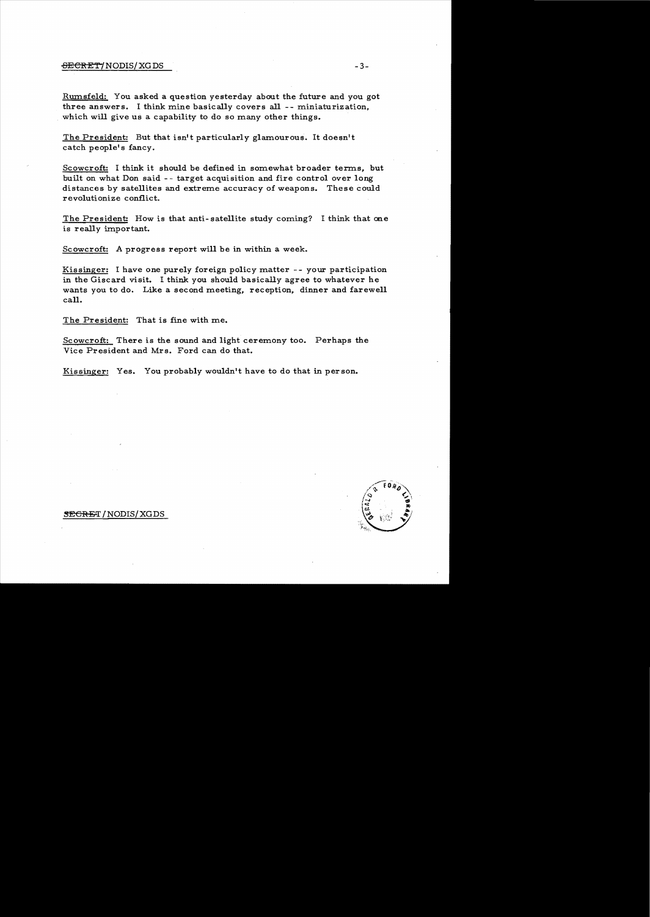Rumsfeld: You asked a question yesterday about the future and you got three answers. I think mine basically covers all -- miniaturization, which will give us a capability to do so many other things.

The President: But that isn't particularly glamourous. It doesn't catch people's fancy.

Scowcroft: I think it should be defined in somewhat broader terms, but built on what Don said -- target acquisition and fire control over long distances by satellites and extreme accuracy of weapons. These could revolutionize conflict.

The President: How is that anti-satellite study coming? I think that one is really important.

Scowcroft: A progress report will be in within a week.

Kissinger: I have one purely foreign policy matter -- your participation in the Giscard visit. I think you should basically agree to whatever he wants you to do. Like a second meeting, reception, dinner and farewell call.

The President: That is fine with me.

Scowcroft: There is the sound and light ceremony too. Perhaps the Vice President and Mrs. Ford can do that.

Kissinger: Yes. You probably wouldn't have to do that in person.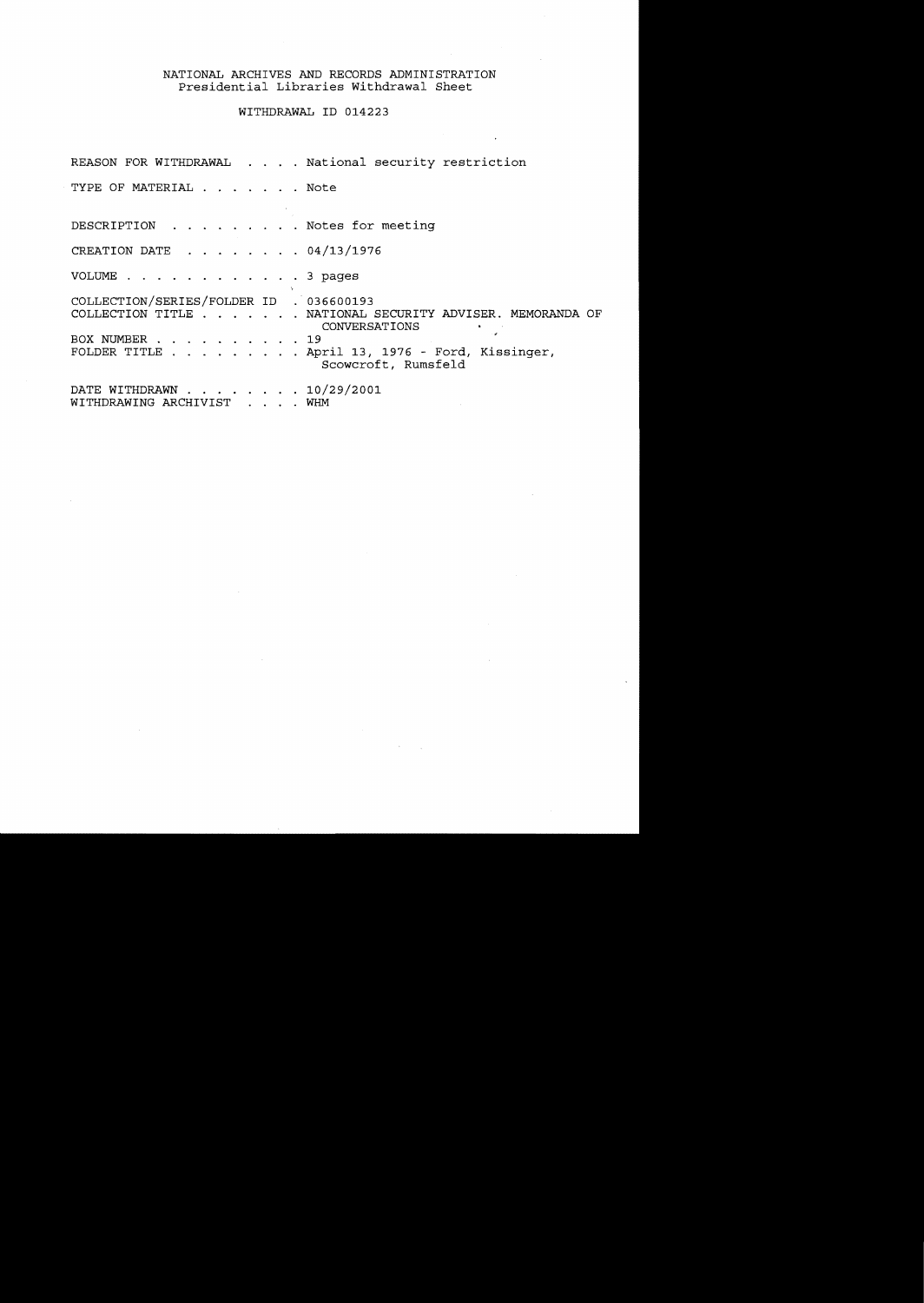NATIONAL ARCHIVES AND RECORDS ADMINISTRATION
Presidential Libraries Withdrawal Sheet

WITHDRAWAL ID 014223

REASON FOR WITHDRAWAL . . . . National security restriction

TYPE OF MATERIAL . . . . . . . Note

DESCRIPTION . . . . . . . . . Notes for meeting

CREATION DATE . . . . . . . . 04/13/1976

VOLUME . . . . . . . . . . . . 3 pages

COLLECTION/SERIES/FOLDER ID . 036600193
COLLECTION TITLE . . . . . . . NATIONAL SECURITY ADVISER. MEMORANDA OF CONVERSATIONS
BOX NUMBER . . . . . . . . . . 19
FOLDER TITLE . . . . . . . . . April 13, 1976 - Ford, Kissinger, Scowcroft, Rumsfeld

DATE WITHDRAWN . . . . . . . . 10/29/2001
WITHDRAWING ARCHIVIST . . . . WHM